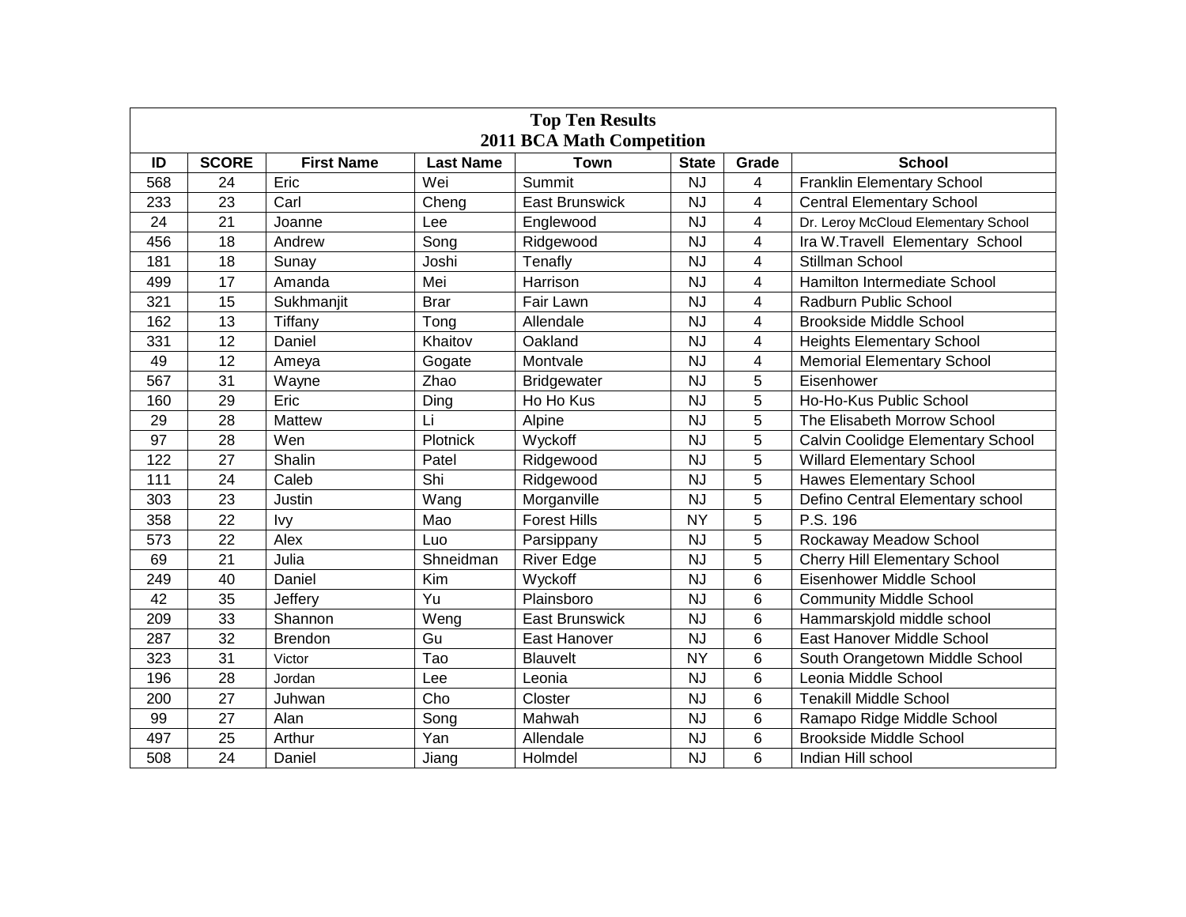# Top Ten Results
## 2011 BCA Math Competition

| ID | SCORE | First Name | Last Name | Town | State | Grade | School |
|---|---|---|---|---|---|---|---|
| 568 | 24 | Eric | Wei | Summit | NJ | 4 | Franklin Elementary School |
| 233 | 23 | Carl | Cheng | East Brunswick | NJ | 4 | Central Elementary School |
| 24 | 21 | Joanne | Lee | Englewood | NJ | 4 | Dr. Leroy McCloud Elementary School |
| 456 | 18 | Andrew | Song | Ridgewood | NJ | 4 | Ira W.Travell Elementary School |
| 181 | 18 | Sunay | Joshi | Tenafly | NJ | 4 | Stillman School |
| 499 | 17 | Amanda | Mei | Harrison | NJ | 4 | Hamilton Intermediate School |
| 321 | 15 | Sukhmanjit | Brar | Fair Lawn | NJ | 4 | Radburn Public School |
| 162 | 13 | Tiffany | Tong | Allendale | NJ | 4 | Brookside Middle School |
| 331 | 12 | Daniel | Khaitov | Oakland | NJ | 4 | Heights Elementary School |
| 49 | 12 | Ameya | Gogate | Montvale | NJ | 4 | Memorial Elementary School |
| 567 | 31 | Wayne | Zhao | Bridgewater | NJ | 5 | Eisenhower |
| 160 | 29 | Eric | Ding | Ho Ho Kus | NJ | 5 | Ho-Ho-Kus Public School |
| 29 | 28 | Mattew | Li | Alpine | NJ | 5 | The Elisabeth Morrow School |
| 97 | 28 | Wen | Plotnick | Wyckoff | NJ | 5 | Calvin Coolidge Elementary School |
| 122 | 27 | Shalin | Patel | Ridgewood | NJ | 5 | Willard Elementary School |
| 111 | 24 | Caleb | Shi | Ridgewood | NJ | 5 | Hawes Elementary School |
| 303 | 23 | Justin | Wang | Morganville | NJ | 5 | Defino Central Elementary school |
| 358 | 22 | Ivy | Mao | Forest Hills | NY | 5 | P.S. 196 |
| 573 | 22 | Alex | Luo | Parsippany | NJ | 5 | Rockaway Meadow School |
| 69 | 21 | Julia | Shneidman | River Edge | NJ | 5 | Cherry Hill Elementary School |
| 249 | 40 | Daniel | Kim | Wyckoff | NJ | 6 | Eisenhower Middle School |
| 42 | 35 | Jeffery | Yu | Plainsboro | NJ | 6 | Community Middle School |
| 209 | 33 | Shannon | Weng | East Brunswick | NJ | 6 | Hammarskjold middle school |
| 287 | 32 | Brendon | Gu | East Hanover | NJ | 6 | East Hanover Middle School |
| 323 | 31 | Victor | Tao | Blauvelt | NY | 6 | South Orangetown Middle School |
| 196 | 28 | Jordan | Lee | Leonia | NJ | 6 | Leonia Middle School |
| 200 | 27 | Juhwan | Cho | Closter | NJ | 6 | Tenakill Middle School |
| 99 | 27 | Alan | Song | Mahwah | NJ | 6 | Ramapo Ridge Middle School |
| 497 | 25 | Arthur | Yan | Allendale | NJ | 6 | Brookside Middle School |
| 508 | 24 | Daniel | Jiang | Holmdel | NJ | 6 | Indian Hill school |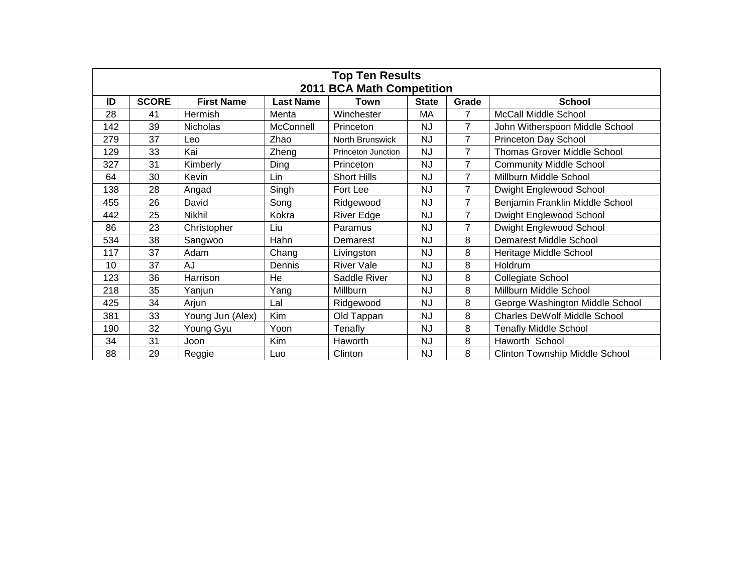| Top Ten Results 2011 BCA Math Competition | | | | | | | |
|---|---|---|---|---|---|---|---|
| **ID** | **SCORE** | **First Name** | **Last Name** | **Town** | **State** | **Grade** | **School** |
| 28 | 41 | Hermish | Menta | Winchester | MA | 7 | McCall Middle School |
| 142 | 39 | Nicholas | McConnell | Princeton | NJ | 7 | John Witherspoon Middle School |
| 279 | 37 | Leo | Zhao | North Brunswick | NJ | 7 | Princeton Day School |
| 129 | 33 | Kai | Zheng | Princeton Junction | NJ | 7 | Thomas Grover Middle School |
| 327 | 31 | Kimberly | Ding | Princeton | NJ | 7 | Community Middle School |
| 64 | 30 | Kevin | Lin | Short Hills | NJ | 7 | Millburn Middle School |
| 138 | 28 | Angad | Singh | Fort Lee | NJ | 7 | Dwight Englewood School |
| 455 | 26 | David | Song | Ridgewood | NJ | 7 | Benjamin Franklin Middle School |
| 442 | 25 | Nikhil | Kokra | River Edge | NJ | 7 | Dwight Englewood School |
| 86 | 23 | Christopher | Liu | Paramus | NJ | 7 | Dwight Englewood School |
| 534 | 38 | Sangwoo | Hahn | Demarest | NJ | 8 | Demarest Middle School |
| 117 | 37 | Adam | Chang | Livingston | NJ | 8 | Heritage Middle School |
| 10 | 37 | AJ | Dennis | River Vale | NJ | 8 | Holdrum |
| 123 | 36 | Harrison | He | Saddle River | NJ | 8 | Collegiate School |
| 218 | 35 | Yanjun | Yang | Millburn | NJ | 8 | Millburn Middle School |
| 425 | 34 | Arjun | Lal | Ridgewood | NJ | 8 | George Washington Middle School |
| 381 | 33 | Young Jun (Alex) | Kim | Old Tappan | NJ | 8 | Charles DeWolf Middle School |
| 190 | 32 | Young Gyu | Yoon | Tenafly | NJ | 8 | Tenafly Middle School |
| 34 | 31 | Joon | Kim | Haworth | NJ | 8 | Haworth School |
| 88 | 29 | Reggie | Luo | Clinton | NJ | 8 | Clinton Township Middle School |